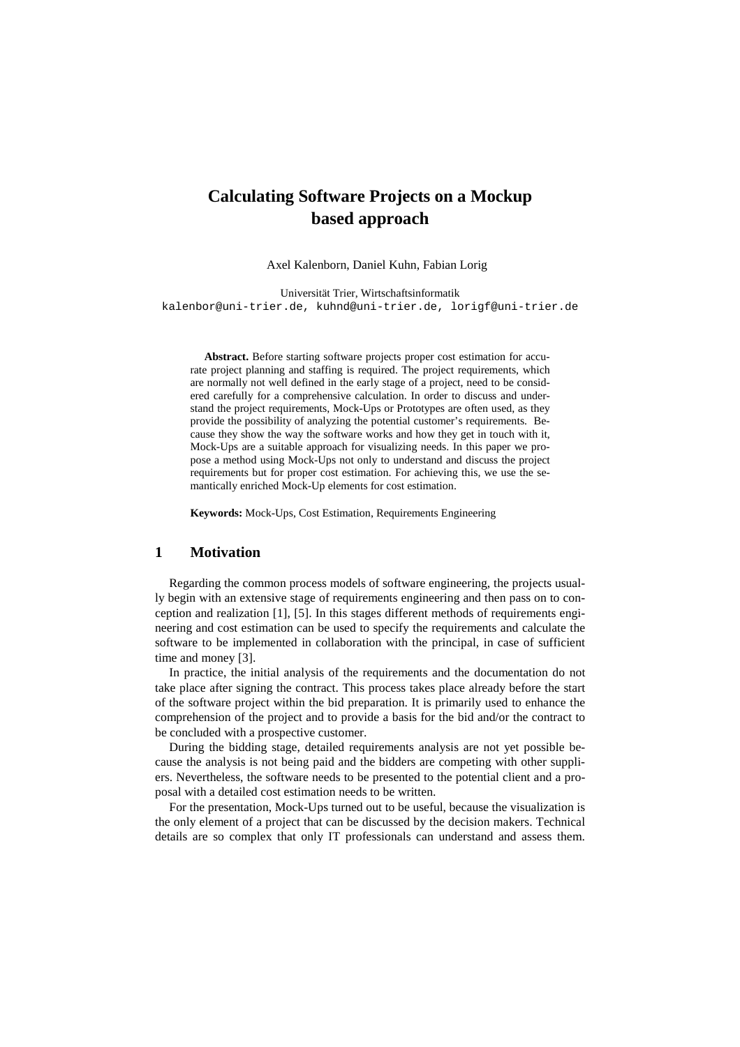# Calculating Software Projects on a Mockup based approach

Axel Kalenborn, Daniel Kuhn, Fabian Lorig

Universität Trier, Wirtschaftsinformatik
kalenbor@uni-trier.de, kuhnd@uni-trier.de, lorigf@uni-trier.de

**Abstract.** Before starting software projects proper cost estimation for accurate project planning and staffing is required. The project requirements, which are normally not well defined in the early stage of a project, need to be considered carefully for a comprehensive calculation. In order to discuss and understand the project requirements, Mock-Ups or Prototypes are often used, as they provide the possibility of analyzing the potential customer's requirements. Because they show the way the software works and how they get in touch with it, Mock-Ups are a suitable approach for visualizing needs. In this paper we propose a method using Mock-Ups not only to understand and discuss the project requirements but for proper cost estimation. For achieving this, we use the semantically enriched Mock-Up elements for cost estimation.

**Keywords:** Mock-Ups, Cost Estimation, Requirements Engineering

## 1 Motivation

Regarding the common process models of software engineering, the projects usually begin with an extensive stage of requirements engineering and then pass on to conception and realization [1], [5]. In this stages different methods of requirements engineering and cost estimation can be used to specify the requirements and calculate the software to be implemented in collaboration with the principal, in case of sufficient time and money [3].

In practice, the initial analysis of the requirements and the documentation do not take place after signing the contract. This process takes place already before the start of the software project within the bid preparation. It is primarily used to enhance the comprehension of the project and to provide a basis for the bid and/or the contract to be concluded with a prospective customer.

During the bidding stage, detailed requirements analysis are not yet possible because the analysis is not being paid and the bidders are competing with other suppliers. Nevertheless, the software needs to be presented to the potential client and a proposal with a detailed cost estimation needs to be written.

For the presentation, Mock-Ups turned out to be useful, because the visualization is the only element of a project that can be discussed by the decision makers. Technical details are so complex that only IT professionals can understand and assess them.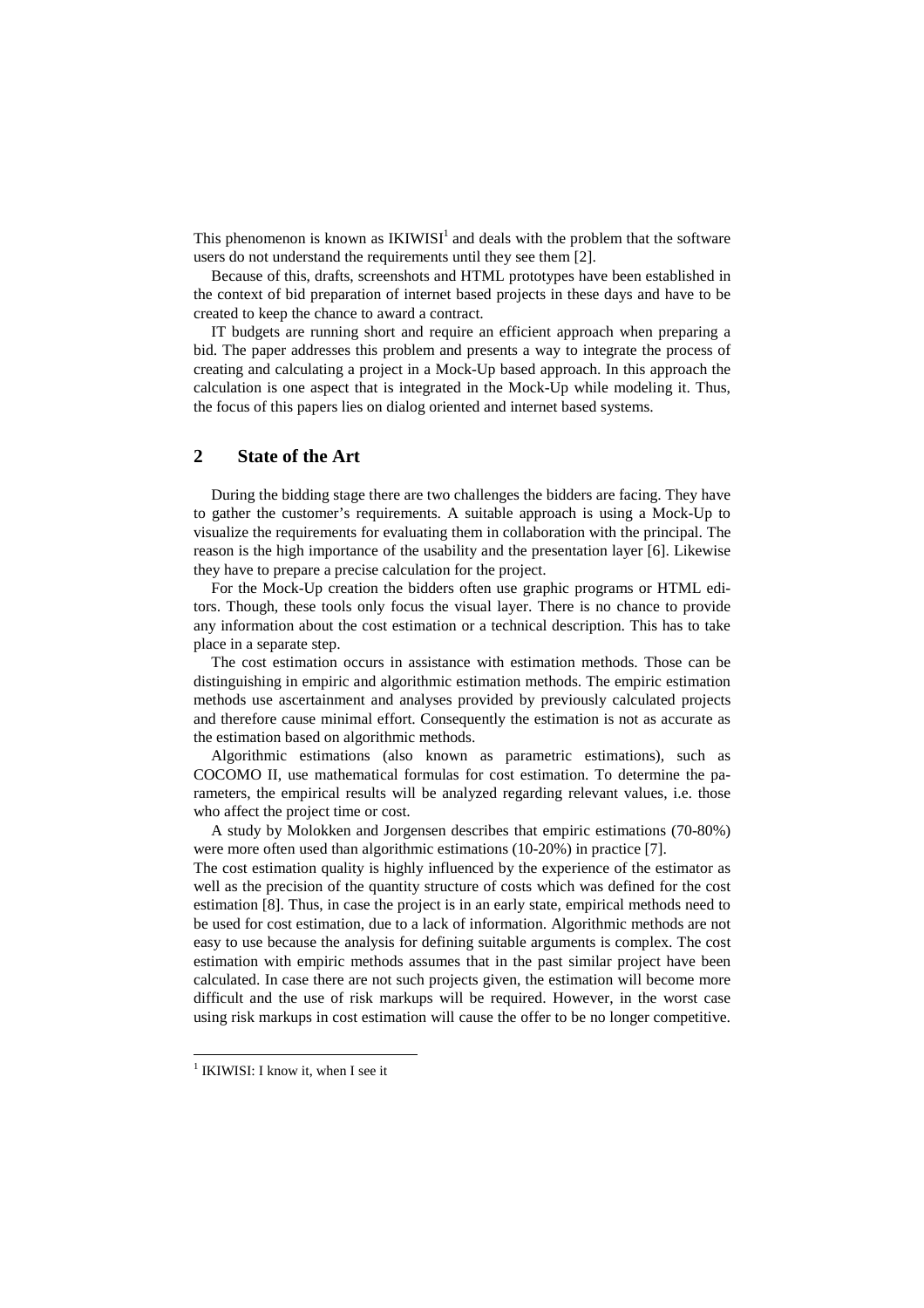This phenomenon is known as IKIWISI[1] and deals with the problem that the software users do not understand the requirements until they see them [2].

Because of this, drafts, screenshots and HTML prototypes have been established in the context of bid preparation of internet based projects in these days and have to be created to keep the chance to award a contract.

IT budgets are running short and require an efficient approach when preparing a bid. The paper addresses this problem and presents a way to integrate the process of creating and calculating a project in a Mock-Up based approach. In this approach the calculation is one aspect that is integrated in the Mock-Up while modeling it. Thus, the focus of this papers lies on dialog oriented and internet based systems.

## 2 State of the Art

During the bidding stage there are two challenges the bidders are facing. They have to gather the customer's requirements. A suitable approach is using a Mock-Up to visualize the requirements for evaluating them in collaboration with the principal. The reason is the high importance of the usability and the presentation layer [6]. Likewise they have to prepare a precise calculation for the project.

For the Mock-Up creation the bidders often use graphic programs or HTML editors. Though, these tools only focus the visual layer. There is no chance to provide any information about the cost estimation or a technical description. This has to take place in a separate step.

The cost estimation occurs in assistance with estimation methods. Those can be distinguishing in empiric and algorithmic estimation methods. The empiric estimation methods use ascertainment and analyses provided by previously calculated projects and therefore cause minimal effort. Consequently the estimation is not as accurate as the estimation based on algorithmic methods.

Algorithmic estimations (also known as parametric estimations), such as COCOMO II, use mathematical formulas for cost estimation. To determine the parameters, the empirical results will be analyzed regarding relevant values, i.e. those who affect the project time or cost.

A study by Molokken and Jorgensen describes that empiric estimations (70-80%) were more often used than algorithmic estimations (10-20%) in practice [7].
The cost estimation quality is highly influenced by the experience of the estimator as well as the precision of the quantity structure of costs which was defined for the cost estimation [8]. Thus, in case the project is in an early state, empirical methods need to be used for cost estimation, due to a lack of information. Algorithmic methods are not easy to use because the analysis for defining suitable arguments is complex. The cost estimation with empiric methods assumes that in the past similar project have been calculated. In case there are not such projects given, the estimation will become more difficult and the use of risk markups will be required. However, in the worst case using risk markups in cost estimation will cause the offer to be no longer competitive.

[1] IKIWISI: I know it, when I see it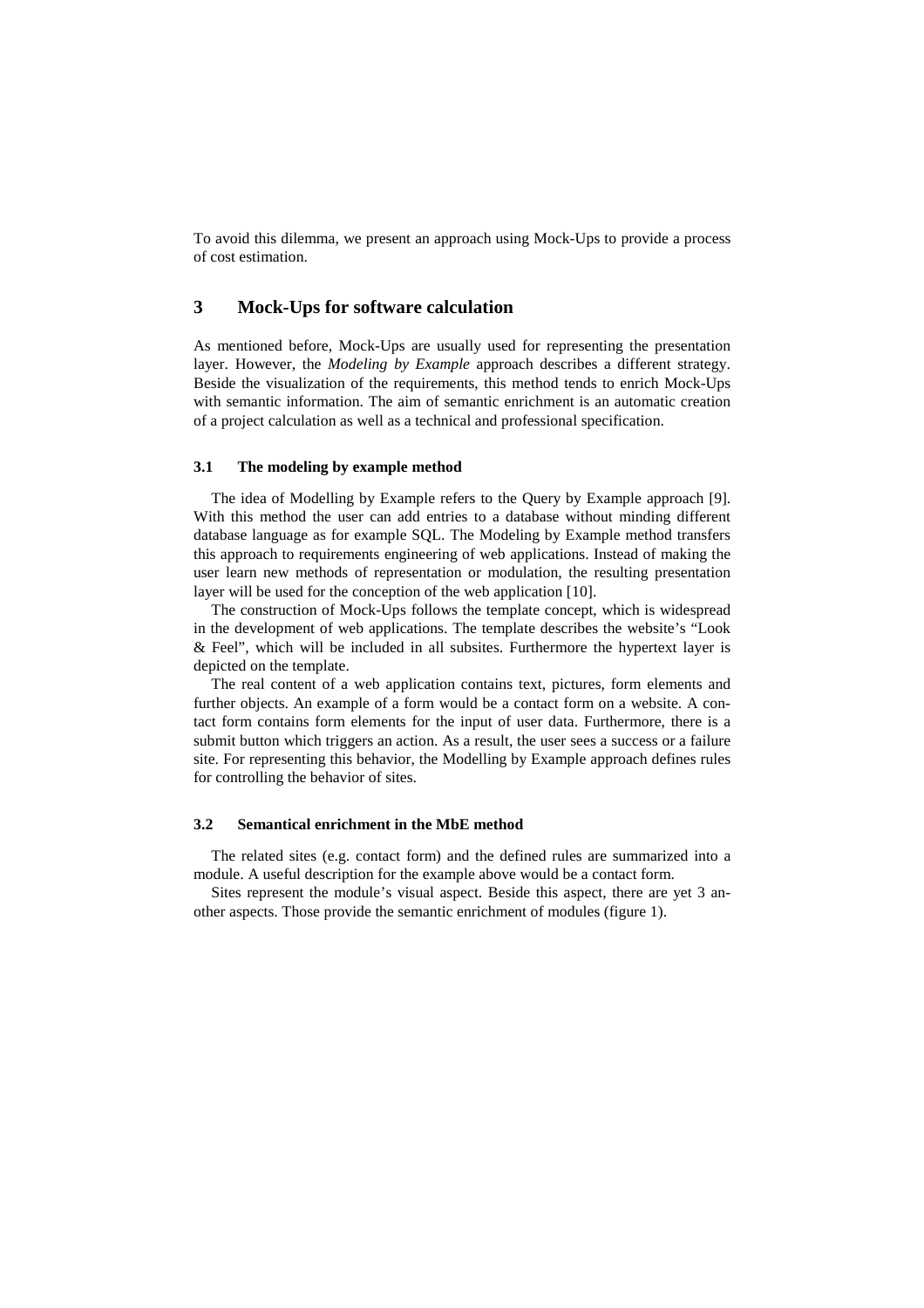To avoid this dilemma, we present an approach using Mock-Ups to provide a process of cost estimation.

## 3 Mock-Ups for software calculation

As mentioned before, Mock-Ups are usually used for representing the presentation layer. However, the *Modeling by Example* approach describes a different strategy. Beside the visualization of the requirements, this method tends to enrich Mock-Ups with semantic information. The aim of semantic enrichment is an automatic creation of a project calculation as well as a technical and professional specification.

### 3.1 The modeling by example method

The idea of Modelling by Example refers to the Query by Example approach [9]. With this method the user can add entries to a database without minding different database language as for example SQL. The Modeling by Example method transfers this approach to requirements engineering of web applications. Instead of making the user learn new methods of representation or modulation, the resulting presentation layer will be used for the conception of the web application [10].

The construction of Mock-Ups follows the template concept, which is widespread in the development of web applications. The template describes the website's "Look & Feel", which will be included in all subsites. Furthermore the hypertext layer is depicted on the template.

The real content of a web application contains text, pictures, form elements and further objects. An example of a form would be a contact form on a website. A contact form contains form elements for the input of user data. Furthermore, there is a submit button which triggers an action. As a result, the user sees a success or a failure site. For representing this behavior, the Modelling by Example approach defines rules for controlling the behavior of sites.

### 3.2 Semantical enrichment in the MbE method

The related sites (e.g. contact form) and the defined rules are summarized into a module. A useful description for the example above would be a contact form.

Sites represent the module's visual aspect. Beside this aspect, there are yet 3 another aspects. Those provide the semantic enrichment of modules (figure 1).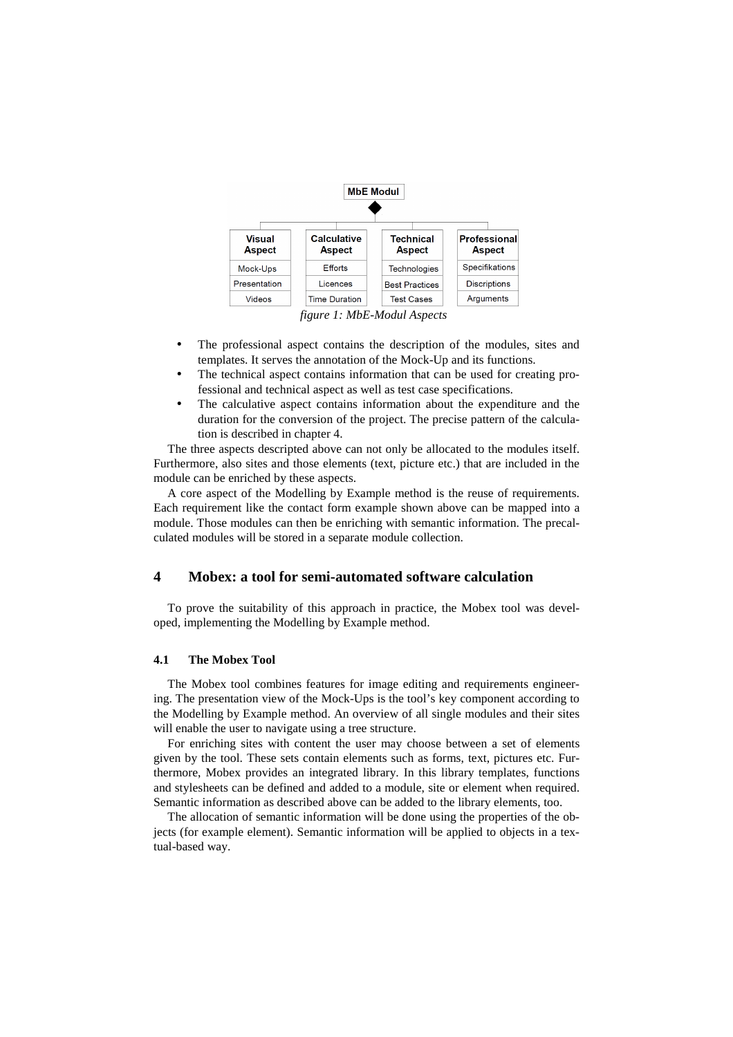| MbE Modul | | | |
| --- | --- | --- | --- |
| Visual Aspect | Calculative Aspect | Technical Aspect | Professional Aspect |
| Mock-Ups | Efforts | Technologies | Specifikations |
| Presentation | Licences | Best Practices | Discriptions |
| Videos | Time Duration | Test Cases | Arguments |

*figure 1: MbE-Modul Aspects*

- The professional aspect contains the description of the modules, sites and templates. It serves the annotation of the Mock-Up and its functions.
- The technical aspect contains information that can be used for creating professional and technical aspect as well as test case specifications.
- The calculative aspect contains information about the expenditure and the duration for the conversion of the project. The precise pattern of the calculation is described in chapter 4.

The three aspects descripted above can not only be allocated to the modules itself. Furthermore, also sites and those elements (text, picture etc.) that are included in the module can be enriched by these aspects.

A core aspect of the Modelling by Example method is the reuse of requirements. Each requirement like the contact form example shown above can be mapped into a module. Those modules can then be enriching with semantic information. The precalculated modules will be stored in a separate module collection.

## 4 Mobex: a tool for semi-automated software calculation

To prove the suitability of this approach in practice, the Mobex tool was developed, implementing the Modelling by Example method.

### 4.1 The Mobex Tool

The Mobex tool combines features for image editing and requirements engineering. The presentation view of the Mock-Ups is the tool's key component according to the Modelling by Example method. An overview of all single modules and their sites will enable the user to navigate using a tree structure.

For enriching sites with content the user may choose between a set of elements given by the tool. These sets contain elements such as forms, text, pictures etc. Furthermore, Mobex provides an integrated library. In this library templates, functions and stylesheets can be defined and added to a module, site or element when required. Semantic information as described above can be added to the library elements, too.

The allocation of semantic information will be done using the properties of the objects (for example element). Semantic information will be applied to objects in a textual-based way.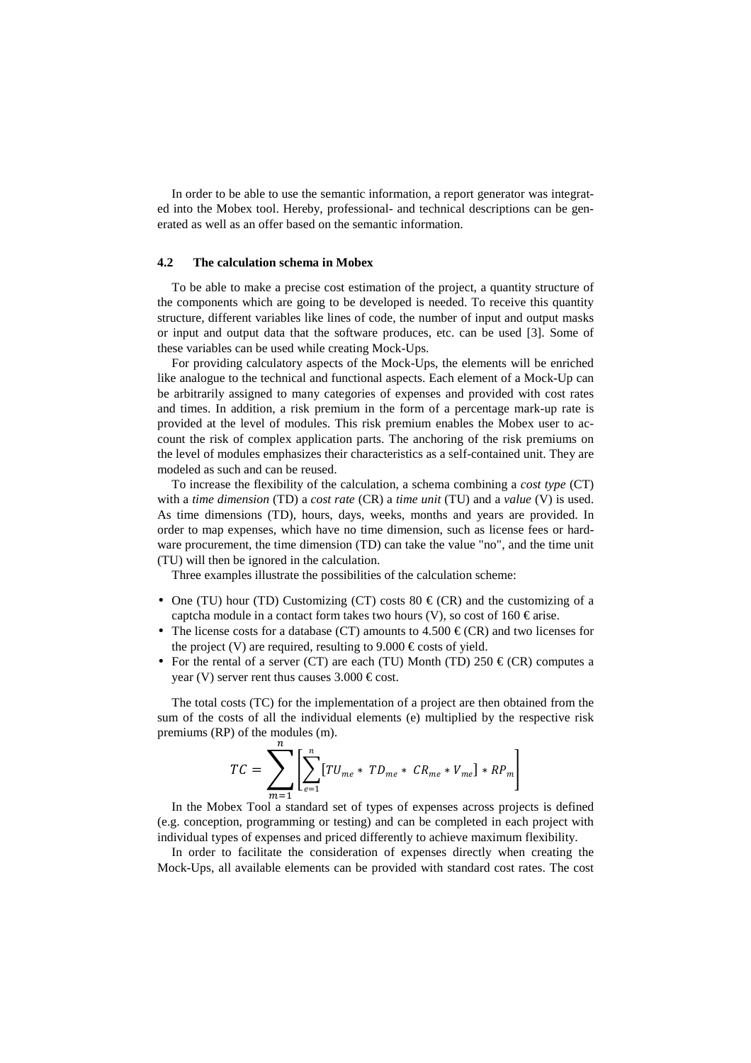In order to be able to use the semantic information, a report generator was integrated into the Mobex tool. Hereby, professional- and technical descriptions can be generated as well as an offer based on the semantic information.

### 4.2 The calculation schema in Mobex

To be able to make a precise cost estimation of the project, a quantity structure of the components which are going to be developed is needed. To receive this quantity structure, different variables like lines of code, the number of input and output masks or input and output data that the software produces, etc. can be used [3]. Some of these variables can be used while creating Mock-Ups.

For providing calculatory aspects of the Mock-Ups, the elements will be enriched like analogue to the technical and functional aspects. Each element of a Mock-Up can be arbitrarily assigned to many categories of expenses and provided with cost rates and times. In addition, a risk premium in the form of a percentage mark-up rate is provided at the level of modules. This risk premium enables the Mobex user to account the risk of complex application parts. The anchoring of the risk premiums on the level of modules emphasizes their characteristics as a self-contained unit. They are modeled as such and can be reused.

To increase the flexibility of the calculation, a schema combining a *cost type* (CT) with a *time dimension* (TD) a *cost rate* (CR) a *time unit* (TU) and a *value* (V) is used. As time dimensions (TD), hours, days, weeks, months and years are provided. In order to map expenses, which have no time dimension, such as license fees or hardware procurement, the time dimension (TD) can take the value "no", and the time unit (TU) will then be ignored in the calculation.

Three examples illustrate the possibilities of the calculation scheme:

- One (TU) hour (TD) Customizing (CT) costs 80 € (CR) and the customizing of a captcha module in a contact form takes two hours (V), so cost of 160 € arise.
- The license costs for a database (CT) amounts to 4.500 € (CR) and two licenses for the project (V) are required, resulting to 9.000 € costs of yield.
- For the rental of a server (CT) are each (TU) Month (TD) 250 € (CR) computes a year (V) server rent thus causes 3.000 € cost.

The total costs (TC) for the implementation of a project are then obtained from the sum of the costs of all the individual elements (e) multiplied by the respective risk premiums (RP) of the modules (m).

$$TC = \sum_{m=1}^{n} \left[ \sum_{e=1}^{n} \left[ TU_{me} * \; TD_{me} * \; CR_{me} * V_{me} \right] * RP_{m} \right]$$

In the Mobex Tool a standard set of types of expenses across projects is defined (e.g. conception, programming or testing) and can be completed in each project with individual types of expenses and priced differently to achieve maximum flexibility.

In order to facilitate the consideration of expenses directly when creating the Mock-Ups, all available elements can be provided with standard cost rates. The cost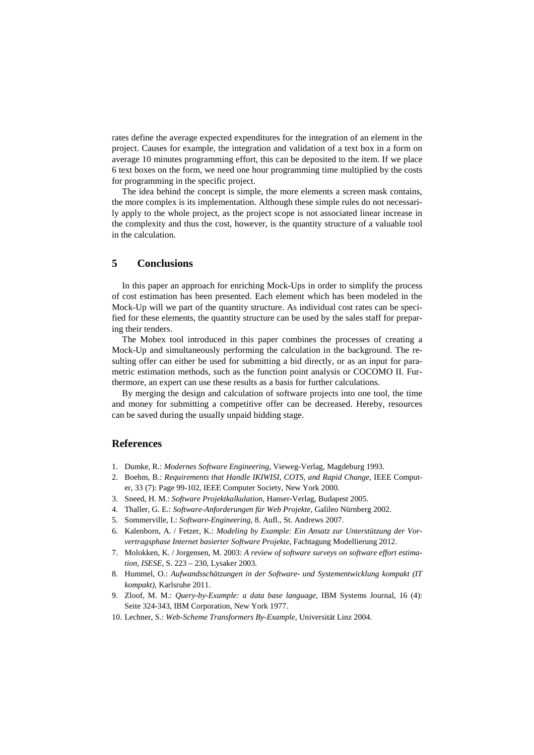rates define the average expected expenditures for the integration of an element in the project. Causes for example, the integration and validation of a text box in a form on average 10 minutes programming effort, this can be deposited to the item. If we place 6 text boxes on the form, we need one hour programming time multiplied by the costs for programming in the specific project.

The idea behind the concept is simple, the more elements a screen mask contains, the more complex is its implementation. Although these simple rules do not necessarily apply to the whole project, as the project scope is not associated linear increase in the complexity and thus the cost, however, is the quantity structure of a valuable tool in the calculation.

## 5 Conclusions

In this paper an approach for enriching Mock-Ups in order to simplify the process of cost estimation has been presented. Each element which has been modeled in the Mock-Up will we part of the quantity structure. As individual cost rates can be specified for these elements, the quantity structure can be used by the sales staff for preparing their tenders.

The Mobex tool introduced in this paper combines the processes of creating a Mock-Up and simultaneously performing the calculation in the background. The resulting offer can either be used for submitting a bid directly, or as an input for parametric estimation methods, such as the function point analysis or COCOMO II. Furthermore, an expert can use these results as a basis for further calculations.

By merging the design and calculation of software projects into one tool, the time and money for submitting a competitive offer can be decreased. Hereby, resources can be saved during the usually unpaid bidding stage.

## References

1. Dumke, R.: *Modernes Software Engineering*, Vieweg-Verlag, Magdeburg 1993.
2. Boehm, B.: *Requirements that Handle IKIWISI, COTS, and Rapid Change*, IEEE Computer, 33 (7): Page 99-102, IEEE Computer Society, New York 2000.
3. Sneed, H. M.: *Software Projektkalkulation*, Hanser-Verlag, Budapest 2005.
4. Thaller, G. E.: *Software-Anforderungen für Web Projekte*, Galileo Nürnberg 2002.
5. Sommerville, I.: *Software-Engineering*, 8. Aufl., St. Andrews 2007.
6. Kalenborn, A. / Fetzer, K.: *Modeling by Example: Ein Ansatz zur Unterstützung der Vorvertragsphase Internet basierter Software Projekte*, Fachtagung Modellierung 2012.
7. Molokken, K. / Jorgensen, M. 2003: *A review of software surveys on software effort estimation, ISESE*, S. 223 – 230, Lysaker 2003.
8. Hummel, O.: *Aufwandsschätzungen in der Software- und Systementwicklung kompakt (IT kompakt)*, Karlsruhe 2011.
9. Zloof, M. M.: *Query-by-Example: a data base language*, IBM Systems Journal, 16 (4): Seite 324-343, IBM Corporation, New York 1977.
10. Lechner, S.: *Web-Scheme Transformers By-Example*, Universität Linz 2004.